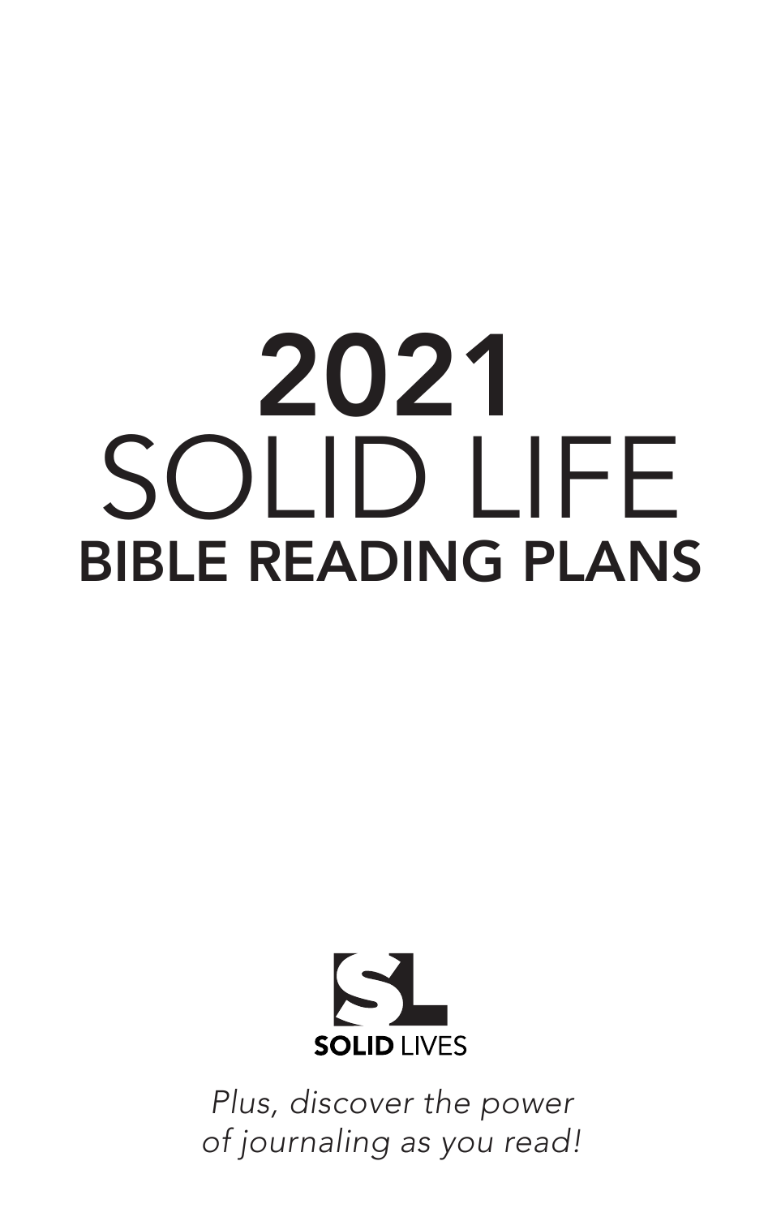# 2021 SOLID LIFE BIBLE READING PLANS

SOLID LIVES

*Plus, discover the power of journaling as you read!*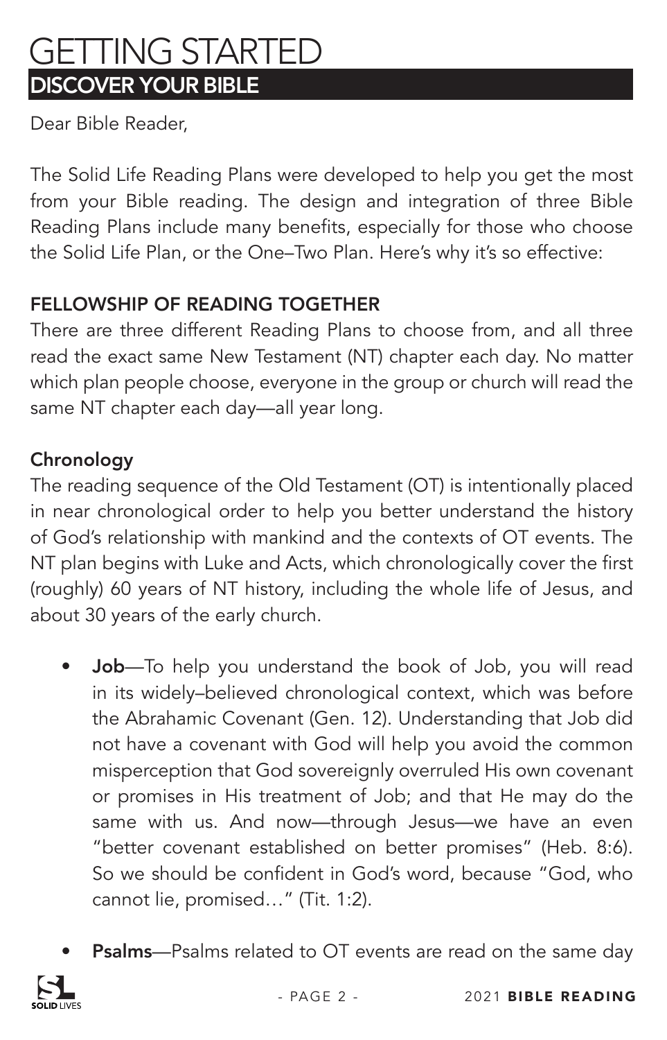# GETTING STARTED

## DISCOVER YOUR BIBLE

Dear Bible Reader,

The Solid Life Reading Plans were developed to help you get the most from your Bible reading. The design and integration of three Bible Reading Plans include many benefits, especially for those who choose the Solid Life Plan, or the One–Two Plan. Here's why it's so effective:

### FELLOWSHIP OF READING TOGETHER

There are three different Reading Plans to choose from, and all three read the exact same New Testament (NT) chapter each day. No matter which plan people choose, everyone in the group or church will read the same NT chapter each day—all year long.

### Chronology

The reading sequence of the Old Testament (OT) is intentionally placed in near chronological order to help you better understand the history of God's relationship with mankind and the contexts of OT events. The NT plan begins with Luke and Acts, which chronologically cover the first (roughly) 60 years of NT history, including the whole life of Jesus, and about 30 years of the early church.

- **Job**—To help you understand the book of Job, you will read in its widely–believed chronological context, which was before the Abrahamic Covenant (Gen. 12). Understanding that Job did not have a covenant with God will help you avoid the common misperception that God sovereignly overruled His own covenant or promises in His treatment of Job; and that He may do the same with us. And now—through Jesus—we have an even "better covenant established on better promises" (Heb. 8:6). So we should be confident in God's word, because "God, who cannot lie, promised…" (Tit. 1:2).

- **Psalms**—Psalms related to OT events are read on the same day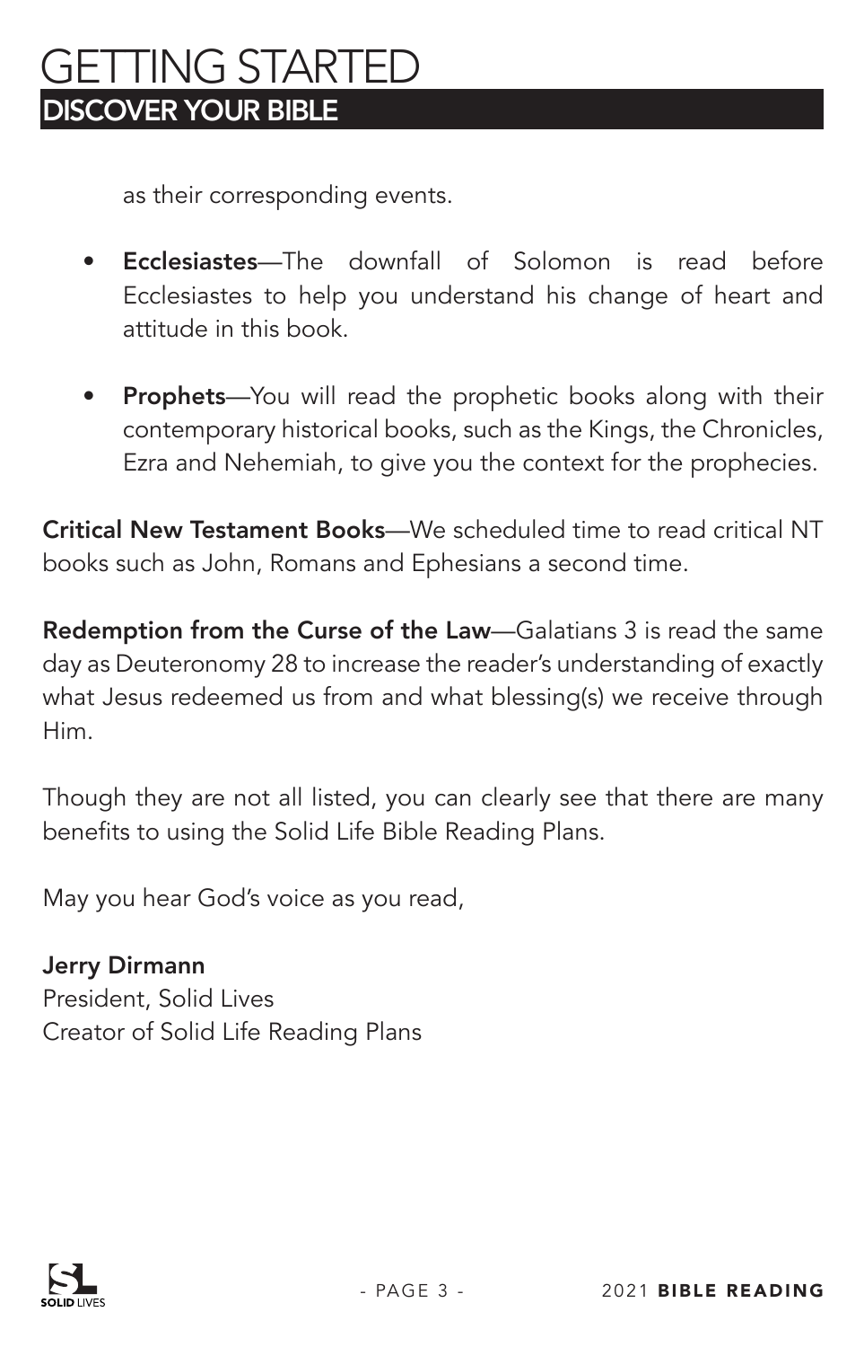as their corresponding events.

- **Ecclesiastes**—The downfall of Solomon is read before Ecclesiastes to help you understand his change of heart and attitude in this book.

- **Prophets**—You will read the prophetic books along with their contemporary historical books, such as the Kings, the Chronicles, Ezra and Nehemiah, to give you the context for the prophecies.

**Critical New Testament Books**—We scheduled time to read critical NT books such as John, Romans and Ephesians a second time.

**Redemption from the Curse of the Law**—Galatians 3 is read the same day as Deuteronomy 28 to increase the reader's understanding of exactly what Jesus redeemed us from and what blessing(s) we receive through Him.

Though they are not all listed, you can clearly see that there are many benefits to using the Solid Life Bible Reading Plans.

May you hear God's voice as you read,

**Jerry Dirmann**
President, Solid Lives
Creator of Solid Life Reading Plans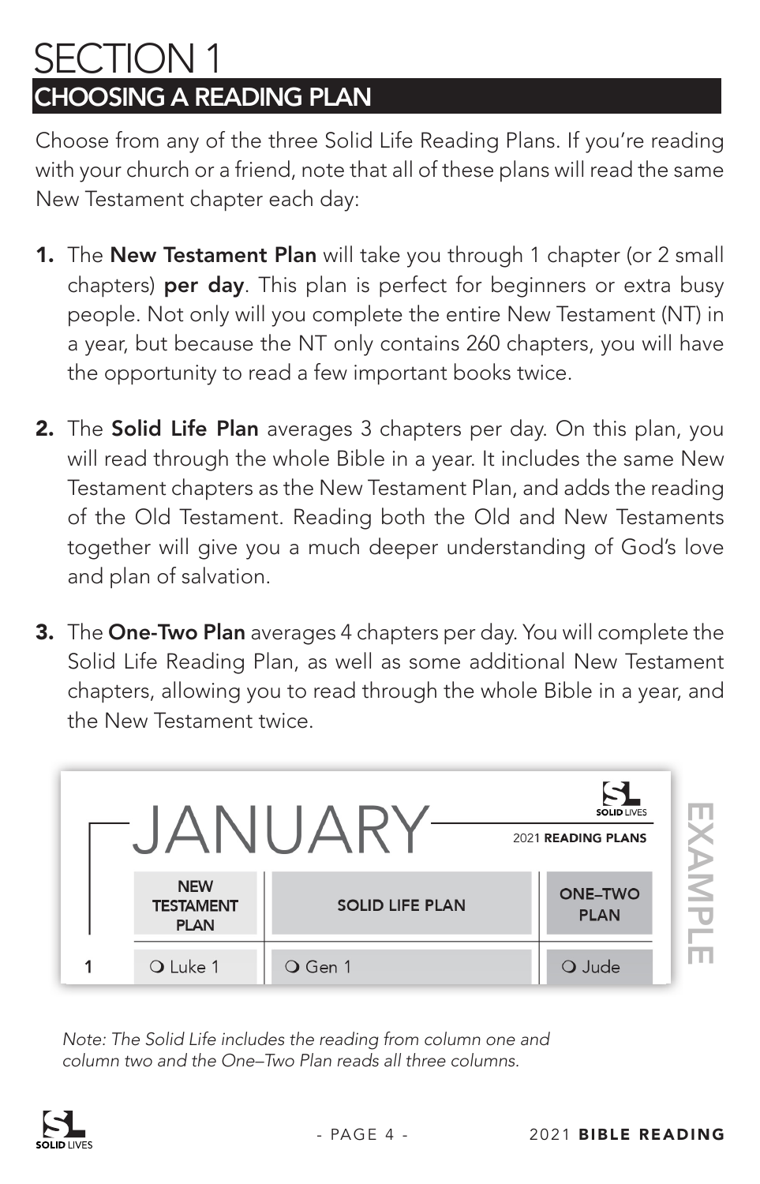# SECTION 1

## CHOOSING A READING PLAN

Choose from any of the three Solid Life Reading Plans. If you're reading with your church or a friend, note that all of these plans will read the same New Testament chapter each day:

1. The **New Testament Plan** will take you through 1 chapter (or 2 small chapters) **per day**. This plan is perfect for beginners or extra busy people. Not only will you complete the entire New Testament (NT) in a year, but because the NT only contains 260 chapters, you will have the opportunity to read a few important books twice.

2. The **Solid Life Plan** averages 3 chapters per day. On this plan, you will read through the whole Bible in a year. It includes the same New Testament chapters as the New Testament Plan, and adds the reading of the Old Testament. Reading both the Old and New Testaments together will give you a much deeper understanding of God's love and plan of salvation.

3. The **One-Two Plan** averages 4 chapters per day. You will complete the Solid Life Reading Plan, as well as some additional New Testament chapters, allowing you to read through the whole Bible in a year, and the New Testament twice.

**JANUARY** — SOLID LIVES 2021 **READING PLANS** — EXAMPLE

| | NEW TESTAMENT PLAN | SOLID LIFE PLAN | ONE–TWO PLAN |
|---|---|---|---|
| 1 | ❍ Luke 1 | ❍ Gen 1 | ❍ Jude |

*Note: The Solid Life includes the reading from column one and column two and the One–Two Plan reads all three columns.*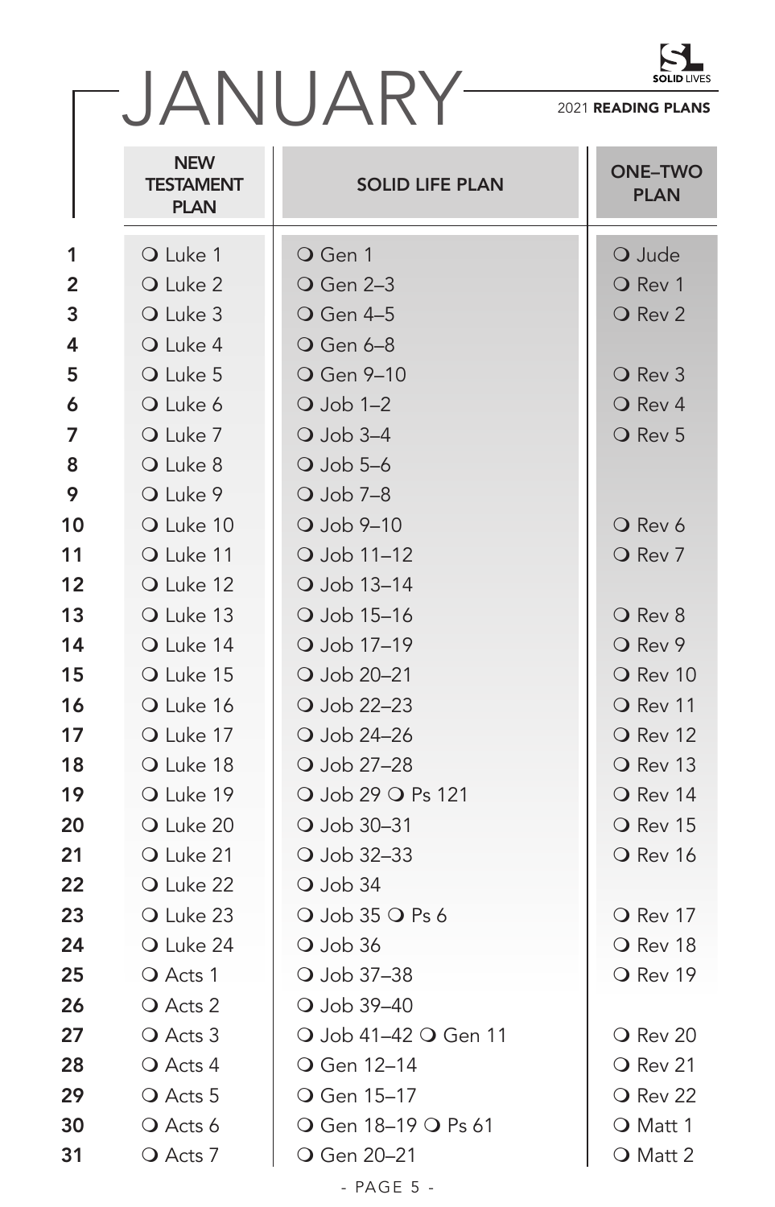# JANUARY

**SOLID LIVES** 2021 **READING PLANS**

| | NEW TESTAMENT PLAN | SOLID LIFE PLAN | ONE–TWO PLAN |
|---|---|---|---|
| **1** | ❍ Luke 1 | ❍ Gen 1 | ❍ Jude |
| **2** | ❍ Luke 2 | ❍ Gen 2–3 | ❍ Rev 1 |
| **3** | ❍ Luke 3 | ❍ Gen 4–5 | ❍ Rev 2 |
| **4** | ❍ Luke 4 | ❍ Gen 6–8 | |
| **5** | ❍ Luke 5 | ❍ Gen 9–10 | ❍ Rev 3 |
| **6** | ❍ Luke 6 | ❍ Job 1–2 | ❍ Rev 4 |
| **7** | ❍ Luke 7 | ❍ Job 3–4 | ❍ Rev 5 |
| **8** | ❍ Luke 8 | ❍ Job 5–6 | |
| **9** | ❍ Luke 9 | ❍ Job 7–8 | |
| **10** | ❍ Luke 10 | ❍ Job 9–10 | ❍ Rev 6 |
| **11** | ❍ Luke 11 | ❍ Job 11–12 | ❍ Rev 7 |
| **12** | ❍ Luke 12 | ❍ Job 13–14 | |
| **13** | ❍ Luke 13 | ❍ Job 15–16 | ❍ Rev 8 |
| **14** | ❍ Luke 14 | ❍ Job 17–19 | ❍ Rev 9 |
| **15** | ❍ Luke 15 | ❍ Job 20–21 | ❍ Rev 10 |
| **16** | ❍ Luke 16 | ❍ Job 22–23 | ❍ Rev 11 |
| **17** | ❍ Luke 17 | ❍ Job 24–26 | ❍ Rev 12 |
| **18** | ❍ Luke 18 | ❍ Job 27–28 | ❍ Rev 13 |
| **19** | ❍ Luke 19 | ❍ Job 29 ❍ Ps 121 | ❍ Rev 14 |
| **20** | ❍ Luke 20 | ❍ Job 30–31 | ❍ Rev 15 |
| **21** | ❍ Luke 21 | ❍ Job 32–33 | ❍ Rev 16 |
| **22** | ❍ Luke 22 | ❍ Job 34 | |
| **23** | ❍ Luke 23 | ❍ Job 35 ❍ Ps 6 | ❍ Rev 17 |
| **24** | ❍ Luke 24 | ❍ Job 36 | ❍ Rev 18 |
| **25** | ❍ Acts 1 | ❍ Job 37–38 | ❍ Rev 19 |
| **26** | ❍ Acts 2 | ❍ Job 39–40 | |
| **27** | ❍ Acts 3 | ❍ Job 41–42 ❍ Gen 11 | ❍ Rev 20 |
| **28** | ❍ Acts 4 | ❍ Gen 12–14 | ❍ Rev 21 |
| **29** | ❍ Acts 5 | ❍ Gen 15–17 | ❍ Rev 22 |
| **30** | ❍ Acts 6 | ❍ Gen 18–19 ❍ Ps 61 | ❍ Matt 1 |
| **31** | ❍ Acts 7 | ❍ Gen 20–21 | ❍ Matt 2 |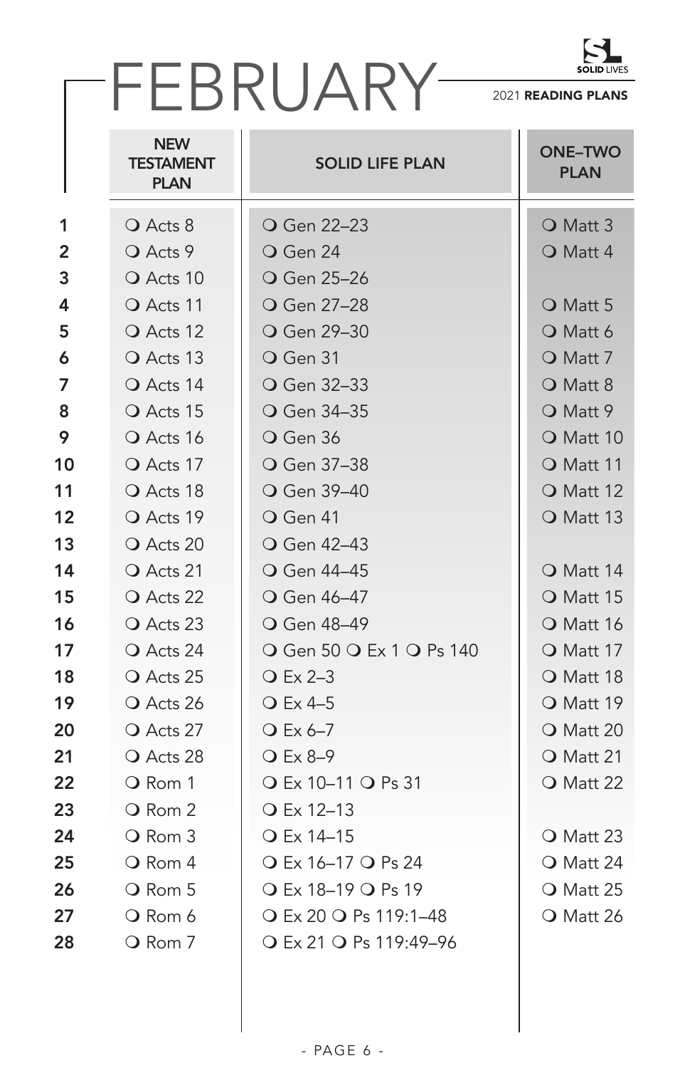# FEBRUARY

2021 **READING PLANS**

| | NEW TESTAMENT PLAN | SOLID LIFE PLAN | ONE–TWO PLAN |
|---|---|---|---|
| 1 | ❍ Acts 8 | ❍ Gen 22–23 | ❍ Matt 3 |
| 2 | ❍ Acts 9 | ❍ Gen 24 | ❍ Matt 4 |
| 3 | ❍ Acts 10 | ❍ Gen 25–26 | |
| 4 | ❍ Acts 11 | ❍ Gen 27–28 | ❍ Matt 5 |
| 5 | ❍ Acts 12 | ❍ Gen 29–30 | ❍ Matt 6 |
| 6 | ❍ Acts 13 | ❍ Gen 31 | ❍ Matt 7 |
| 7 | ❍ Acts 14 | ❍ Gen 32–33 | ❍ Matt 8 |
| 8 | ❍ Acts 15 | ❍ Gen 34–35 | ❍ Matt 9 |
| 9 | ❍ Acts 16 | ❍ Gen 36 | ❍ Matt 10 |
| 10 | ❍ Acts 17 | ❍ Gen 37–38 | ❍ Matt 11 |
| 11 | ❍ Acts 18 | ❍ Gen 39–40 | ❍ Matt 12 |
| 12 | ❍ Acts 19 | ❍ Gen 41 | ❍ Matt 13 |
| 13 | ❍ Acts 20 | ❍ Gen 42–43 | |
| 14 | ❍ Acts 21 | ❍ Gen 44–45 | ❍ Matt 14 |
| 15 | ❍ Acts 22 | ❍ Gen 46–47 | ❍ Matt 15 |
| 16 | ❍ Acts 23 | ❍ Gen 48–49 | ❍ Matt 16 |
| 17 | ❍ Acts 24 | ❍ Gen 50 ❍ Ex 1 ❍ Ps 140 | ❍ Matt 17 |
| 18 | ❍ Acts 25 | ❍ Ex 2–3 | ❍ Matt 18 |
| 19 | ❍ Acts 26 | ❍ Ex 4–5 | ❍ Matt 19 |
| 20 | ❍ Acts 27 | ❍ Ex 6–7 | ❍ Matt 20 |
| 21 | ❍ Acts 28 | ❍ Ex 8–9 | ❍ Matt 21 |
| 22 | ❍ Rom 1 | ❍ Ex 10–11 ❍ Ps 31 | ❍ Matt 22 |
| 23 | ❍ Rom 2 | ❍ Ex 12–13 | |
| 24 | ❍ Rom 3 | ❍ Ex 14–15 | ❍ Matt 23 |
| 25 | ❍ Rom 4 | ❍ Ex 16–17 ❍ Ps 24 | ❍ Matt 24 |
| 26 | ❍ Rom 5 | ❍ Ex 18–19 ❍ Ps 19 | ❍ Matt 25 |
| 27 | ❍ Rom 6 | ❍ Ex 20 ❍ Ps 119:1–48 | ❍ Matt 26 |
| 28 | ❍ Rom 7 | ❍ Ex 21 ❍ Ps 119:49–96 | |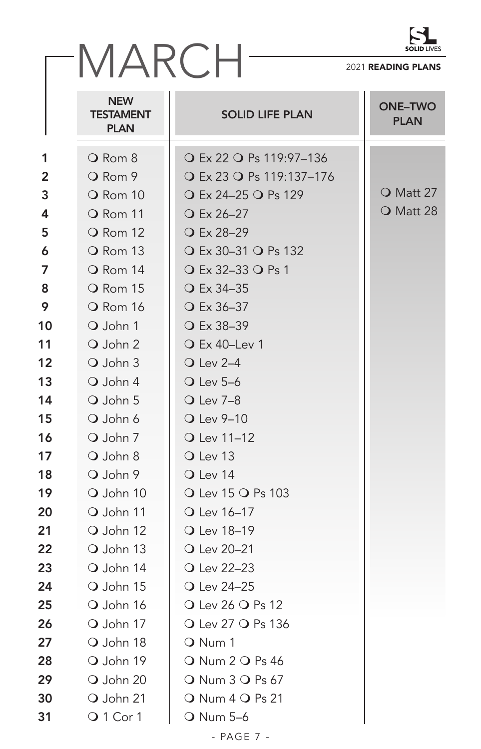# MARCH

2021 **READING PLANS**

| | NEW TESTAMENT PLAN | SOLID LIFE PLAN | ONE–TWO PLAN |
|---|---|---|---|
| **1** | ❍ Rom 8 | ❍ Ex 22 ❍ Ps 119:97–136 | |
| **2** | ❍ Rom 9 | ❍ Ex 23 ❍ Ps 119:137–176 | |
| **3** | ❍ Rom 10 | ❍ Ex 24–25 ❍ Ps 129 | ❍ Matt 27 |
| **4** | ❍ Rom 11 | ❍ Ex 26–27 | ❍ Matt 28 |
| **5** | ❍ Rom 12 | ❍ Ex 28–29 | |
| **6** | ❍ Rom 13 | ❍ Ex 30–31 ❍ Ps 132 | |
| **7** | ❍ Rom 14 | ❍ Ex 32–33 ❍ Ps 1 | |
| **8** | ❍ Rom 15 | ❍ Ex 34–35 | |
| **9** | ❍ Rom 16 | ❍ Ex 36–37 | |
| **10** | ❍ John 1 | ❍ Ex 38–39 | |
| **11** | ❍ John 2 | ❍ Ex 40–Lev 1 | |
| **12** | ❍ John 3 | ❍ Lev 2–4 | |
| **13** | ❍ John 4 | ❍ Lev 5–6 | |
| **14** | ❍ John 5 | ❍ Lev 7–8 | |
| **15** | ❍ John 6 | ❍ Lev 9–10 | |
| **16** | ❍ John 7 | ❍ Lev 11–12 | |
| **17** | ❍ John 8 | ❍ Lev 13 | |
| **18** | ❍ John 9 | ❍ Lev 14 | |
| **19** | ❍ John 10 | ❍ Lev 15 ❍ Ps 103 | |
| **20** | ❍ John 11 | ❍ Lev 16–17 | |
| **21** | ❍ John 12 | ❍ Lev 18–19 | |
| **22** | ❍ John 13 | ❍ Lev 20–21 | |
| **23** | ❍ John 14 | ❍ Lev 22–23 | |
| **24** | ❍ John 15 | ❍ Lev 24–25 | |
| **25** | ❍ John 16 | ❍ Lev 26 ❍ Ps 12 | |
| **26** | ❍ John 17 | ❍ Lev 27 ❍ Ps 136 | |
| **27** | ❍ John 18 | ❍ Num 1 | |
| **28** | ❍ John 19 | ❍ Num 2 ❍ Ps 46 | |
| **29** | ❍ John 20 | ❍ Num 3 ❍ Ps 67 | |
| **30** | ❍ John 21 | ❍ Num 4 ❍ Ps 21 | |
| **31** | ❍ 1 Cor 1 | ❍ Num 5–6 | |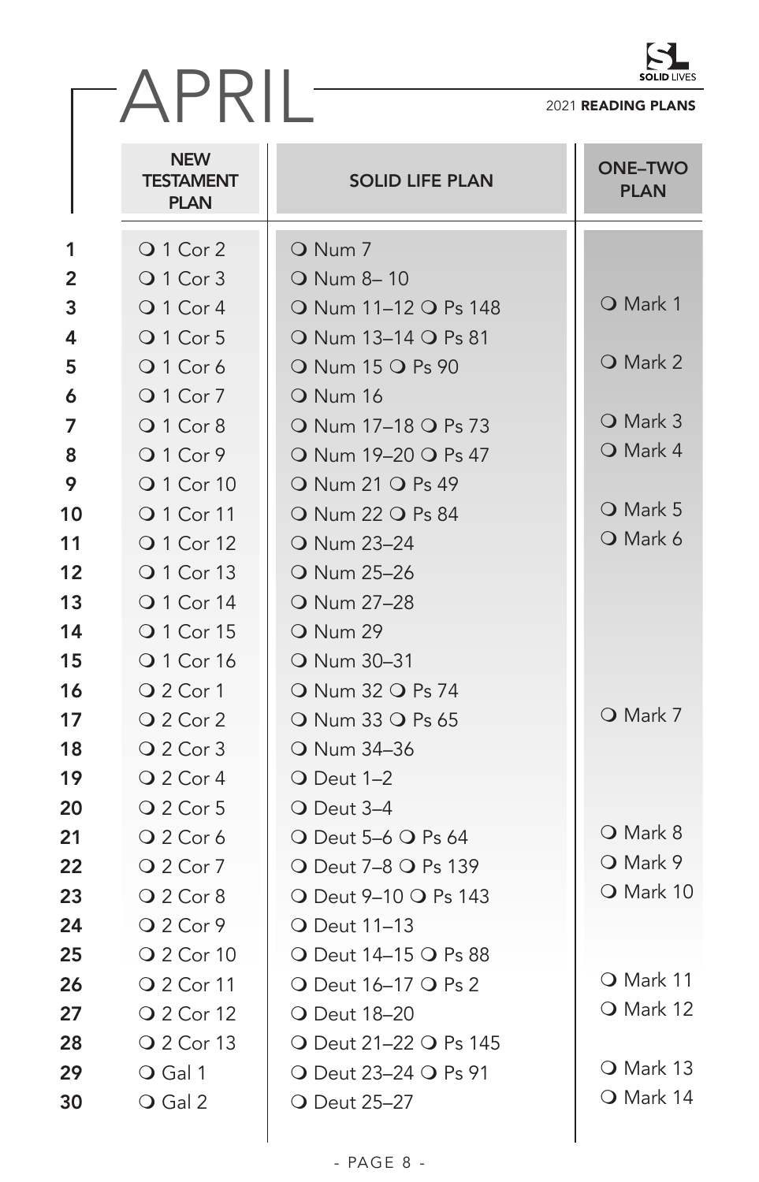# APRIL

2021 **READING PLANS**

| | NEW TESTAMENT PLAN | SOLID LIFE PLAN | ONE–TWO PLAN |
|---|---|---|---|
| **1** | ❍ 1 Cor 2 | ❍ Num 7 | |
| **2** | ❍ 1 Cor 3 | ❍ Num 8– 10 | |
| **3** | ❍ 1 Cor 4 | ❍ Num 11–12 ❍ Ps 148 | ❍ Mark 1 |
| **4** | ❍ 1 Cor 5 | ❍ Num 13–14 ❍ Ps 81 | |
| **5** | ❍ 1 Cor 6 | ❍ Num 15 ❍ Ps 90 | ❍ Mark 2 |
| **6** | ❍ 1 Cor 7 | ❍ Num 16 | |
| **7** | ❍ 1 Cor 8 | ❍ Num 17–18 ❍ Ps 73 | ❍ Mark 3 |
| **8** | ❍ 1 Cor 9 | ❍ Num 19–20 ❍ Ps 47 | ❍ Mark 4 |
| **9** | ❍ 1 Cor 10 | ❍ Num 21 ❍ Ps 49 | |
| **10** | ❍ 1 Cor 11 | ❍ Num 22 ❍ Ps 84 | ❍ Mark 5 |
| **11** | ❍ 1 Cor 12 | ❍ Num 23–24 | ❍ Mark 6 |
| **12** | ❍ 1 Cor 13 | ❍ Num 25–26 | |
| **13** | ❍ 1 Cor 14 | ❍ Num 27–28 | |
| **14** | ❍ 1 Cor 15 | ❍ Num 29 | |
| **15** | ❍ 1 Cor 16 | ❍ Num 30–31 | |
| **16** | ❍ 2 Cor 1 | ❍ Num 32 ❍ Ps 74 | |
| **17** | ❍ 2 Cor 2 | ❍ Num 33 ❍ Ps 65 | ❍ Mark 7 |
| **18** | ❍ 2 Cor 3 | ❍ Num 34–36 | |
| **19** | ❍ 2 Cor 4 | ❍ Deut 1–2 | |
| **20** | ❍ 2 Cor 5 | ❍ Deut 3–4 | |
| **21** | ❍ 2 Cor 6 | ❍ Deut 5–6 ❍ Ps 64 | ❍ Mark 8 |
| **22** | ❍ 2 Cor 7 | ❍ Deut 7–8 ❍ Ps 139 | ❍ Mark 9 |
| **23** | ❍ 2 Cor 8 | ❍ Deut 9–10 ❍ Ps 143 | ❍ Mark 10 |
| **24** | ❍ 2 Cor 9 | ❍ Deut 11–13 | |
| **25** | ❍ 2 Cor 10 | ❍ Deut 14–15 ❍ Ps 88 | |
| **26** | ❍ 2 Cor 11 | ❍ Deut 16–17 ❍ Ps 2 | ❍ Mark 11 |
| **27** | ❍ 2 Cor 12 | ❍ Deut 18–20 | ❍ Mark 12 |
| **28** | ❍ 2 Cor 13 | ❍ Deut 21–22 ❍ Ps 145 | |
| **29** | ❍ Gal 1 | ❍ Deut 23–24 ❍ Ps 91 | ❍ Mark 13 |
| **30** | ❍ Gal 2 | ❍ Deut 25–27 | ❍ Mark 14 |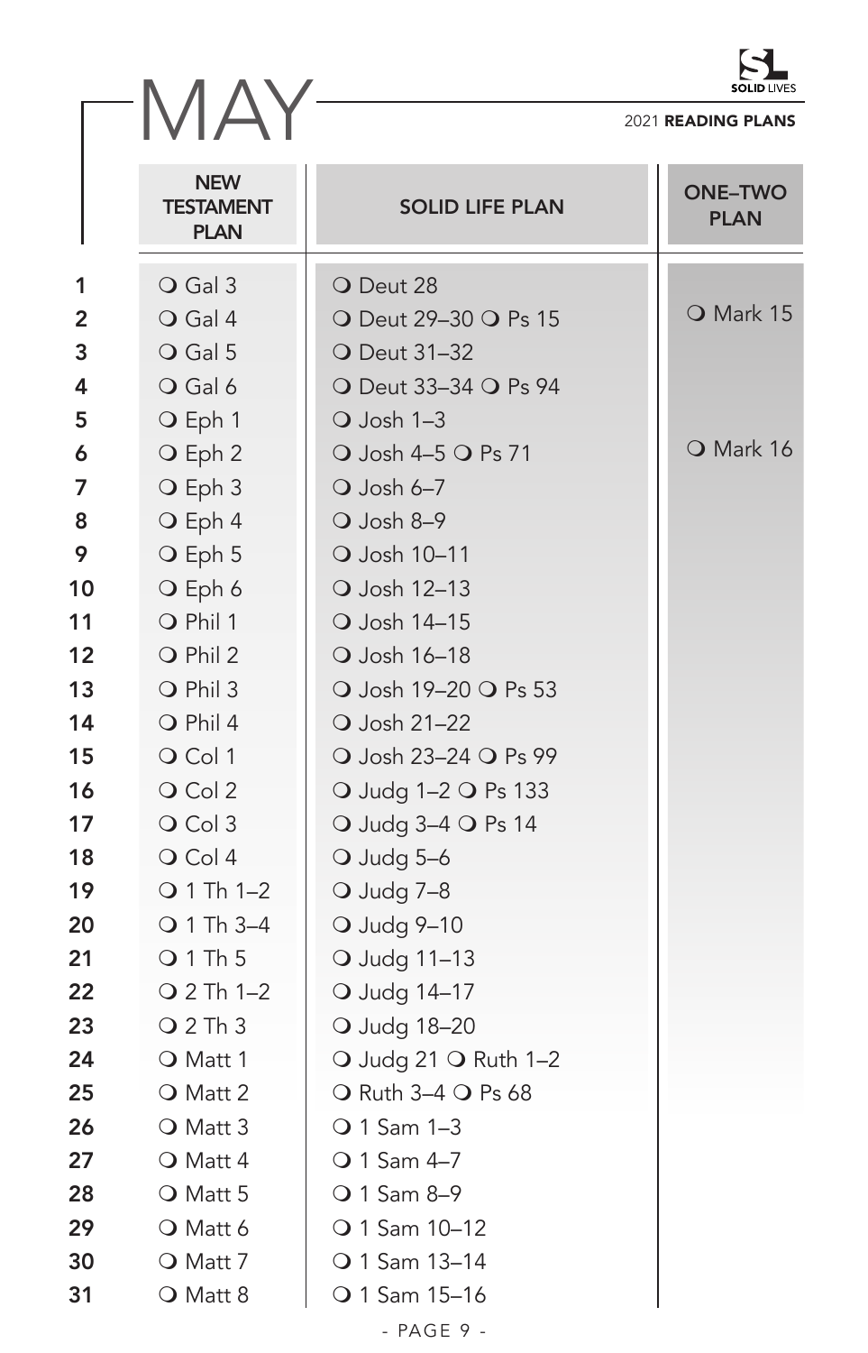# MAY

2021 **READING PLANS**

| | NEW TESTAMENT PLAN | SOLID LIFE PLAN | ONE–TWO PLAN |
|---|---|---|---|
| **1** | ❍ Gal 3 | ❍ Deut 28 | |
| **2** | ❍ Gal 4 | ❍ Deut 29–30 ❍ Ps 15 | ❍ Mark 15 |
| **3** | ❍ Gal 5 | ❍ Deut 31–32 | |
| **4** | ❍ Gal 6 | ❍ Deut 33–34 ❍ Ps 94 | |
| **5** | ❍ Eph 1 | ❍ Josh 1–3 | |
| **6** | ❍ Eph 2 | ❍ Josh 4–5 ❍ Ps 71 | ❍ Mark 16 |
| **7** | ❍ Eph 3 | ❍ Josh 6–7 | |
| **8** | ❍ Eph 4 | ❍ Josh 8–9 | |
| **9** | ❍ Eph 5 | ❍ Josh 10–11 | |
| **10** | ❍ Eph 6 | ❍ Josh 12–13 | |
| **11** | ❍ Phil 1 | ❍ Josh 14–15 | |
| **12** | ❍ Phil 2 | ❍ Josh 16–18 | |
| **13** | ❍ Phil 3 | ❍ Josh 19–20 ❍ Ps 53 | |
| **14** | ❍ Phil 4 | ❍ Josh 21–22 | |
| **15** | ❍ Col 1 | ❍ Josh 23–24 ❍ Ps 99 | |
| **16** | ❍ Col 2 | ❍ Judg 1–2 ❍ Ps 133 | |
| **17** | ❍ Col 3 | ❍ Judg 3–4 ❍ Ps 14 | |
| **18** | ❍ Col 4 | ❍ Judg 5–6 | |
| **19** | ❍ 1 Th 1–2 | ❍ Judg 7–8 | |
| **20** | ❍ 1 Th 3–4 | ❍ Judg 9–10 | |
| **21** | ❍ 1 Th 5 | ❍ Judg 11–13 | |
| **22** | ❍ 2 Th 1–2 | ❍ Judg 14–17 | |
| **23** | ❍ 2 Th 3 | ❍ Judg 18–20 | |
| **24** | ❍ Matt 1 | ❍ Judg 21 ❍ Ruth 1–2 | |
| **25** | ❍ Matt 2 | ❍ Ruth 3–4 ❍ Ps 68 | |
| **26** | ❍ Matt 3 | ❍ 1 Sam 1–3 | |
| **27** | ❍ Matt 4 | ❍ 1 Sam 4–7 | |
| **28** | ❍ Matt 5 | ❍ 1 Sam 8–9 | |
| **29** | ❍ Matt 6 | ❍ 1 Sam 10–12 | |
| **30** | ❍ Matt 7 | ❍ 1 Sam 13–14 | |
| **31** | ❍ Matt 8 | ❍ 1 Sam 15–16 | |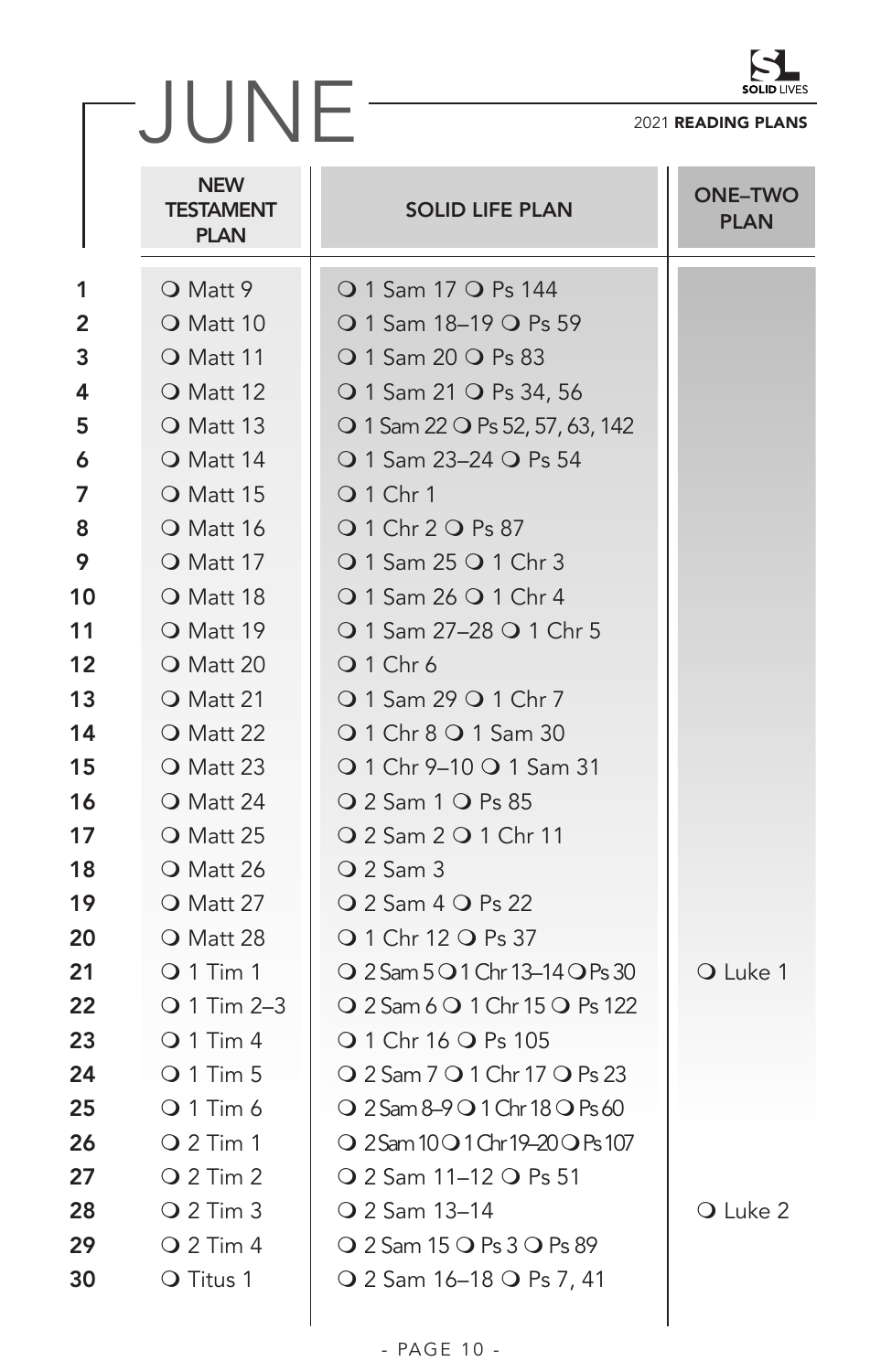# JUNE

2021 **READING PLANS**

| | NEW TESTAMENT PLAN | SOLID LIFE PLAN | ONE–TWO PLAN |
|---|---|---|---|
| 1 | ❍ Matt 9 | ❍ 1 Sam 17 ❍ Ps 144 | |
| 2 | ❍ Matt 10 | ❍ 1 Sam 18–19 ❍ Ps 59 | |
| 3 | ❍ Matt 11 | ❍ 1 Sam 20 ❍ Ps 83 | |
| 4 | ❍ Matt 12 | ❍ 1 Sam 21 ❍ Ps 34, 56 | |
| 5 | ❍ Matt 13 | ❍ 1 Sam 22 ❍ Ps 52, 57, 63, 142 | |
| 6 | ❍ Matt 14 | ❍ 1 Sam 23–24 ❍ Ps 54 | |
| 7 | ❍ Matt 15 | ❍ 1 Chr 1 | |
| 8 | ❍ Matt 16 | ❍ 1 Chr 2 ❍ Ps 87 | |
| 9 | ❍ Matt 17 | ❍ 1 Sam 25 ❍ 1 Chr 3 | |
| 10 | ❍ Matt 18 | ❍ 1 Sam 26 ❍ 1 Chr 4 | |
| 11 | ❍ Matt 19 | ❍ 1 Sam 27–28 ❍ 1 Chr 5 | |
| 12 | ❍ Matt 20 | ❍ 1 Chr 6 | |
| 13 | ❍ Matt 21 | ❍ 1 Sam 29 ❍ 1 Chr 7 | |
| 14 | ❍ Matt 22 | ❍ 1 Chr 8 ❍ 1 Sam 30 | |
| 15 | ❍ Matt 23 | ❍ 1 Chr 9–10 ❍ 1 Sam 31 | |
| 16 | ❍ Matt 24 | ❍ 2 Sam 1 ❍ Ps 85 | |
| 17 | ❍ Matt 25 | ❍ 2 Sam 2 ❍ 1 Chr 11 | |
| 18 | ❍ Matt 26 | ❍ 2 Sam 3 | |
| 19 | ❍ Matt 27 | ❍ 2 Sam 4 ❍ Ps 22 | |
| 20 | ❍ Matt 28 | ❍ 1 Chr 12 ❍ Ps 37 | |
| 21 | ❍ 1 Tim 1 | ❍ 2 Sam 5 ❍ 1 Chr 13–14 ❍ Ps 30 | ❍ Luke 1 |
| 22 | ❍ 1 Tim 2–3 | ❍ 2 Sam 6 ❍ 1 Chr 15 ❍ Ps 122 | |
| 23 | ❍ 1 Tim 4 | ❍ 1 Chr 16 ❍ Ps 105 | |
| 24 | ❍ 1 Tim 5 | ❍ 2 Sam 7 ❍ 1 Chr 17 ❍ Ps 23 | |
| 25 | ❍ 1 Tim 6 | ❍ 2 Sam 8–9 ❍ 1 Chr 18 ❍ Ps 60 | |
| 26 | ❍ 2 Tim 1 | ❍ 2 Sam 10 ❍ 1 Chr 19–20 ❍ Ps 107 | |
| 27 | ❍ 2 Tim 2 | ❍ 2 Sam 11–12 ❍ Ps 51 | |
| 28 | ❍ 2 Tim 3 | ❍ 2 Sam 13–14 | ❍ Luke 2 |
| 29 | ❍ 2 Tim 4 | ❍ 2 Sam 15 ❍ Ps 3 ❍ Ps 89 | |
| 30 | ❍ Titus 1 | ❍ 2 Sam 16–18 ❍ Ps 7, 41 | |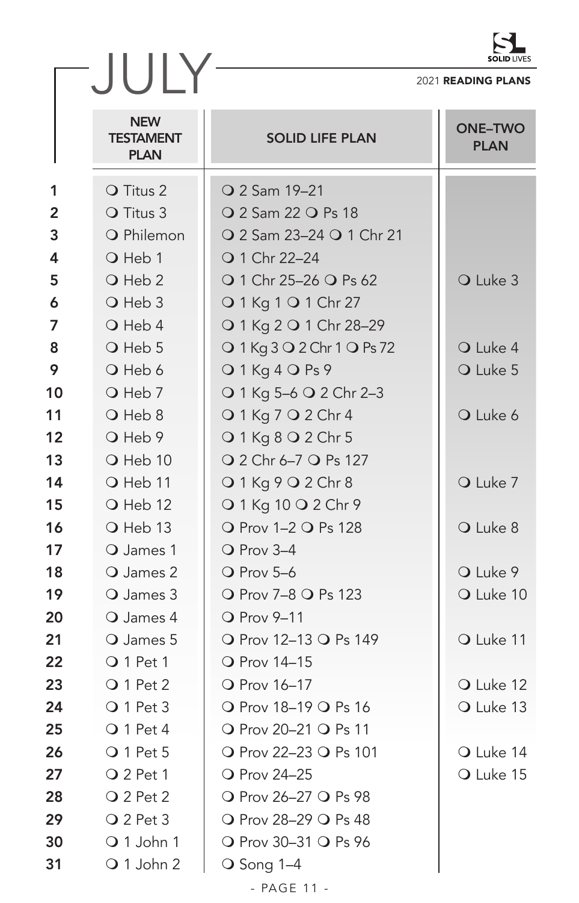# JULY

2021 **READING PLANS**

| | NEW TESTAMENT PLAN | SOLID LIFE PLAN | ONE–TWO PLAN |
|---|---|---|---|
| **1** | ❍ Titus 2 | ❍ 2 Sam 19–21 | |
| **2** | ❍ Titus 3 | ❍ 2 Sam 22 ❍ Ps 18 | |
| **3** | ❍ Philemon | ❍ 2 Sam 23–24 ❍ 1 Chr 21 | |
| **4** | ❍ Heb 1 | ❍ 1 Chr 22–24 | |
| **5** | ❍ Heb 2 | ❍ 1 Chr 25–26 ❍ Ps 62 | ❍ Luke 3 |
| **6** | ❍ Heb 3 | ❍ 1 Kg 1 ❍ 1 Chr 27 | |
| **7** | ❍ Heb 4 | ❍ 1 Kg 2 ❍ 1 Chr 28–29 | |
| **8** | ❍ Heb 5 | ❍ 1 Kg 3 ❍ 2 Chr 1 ❍ Ps 72 | ❍ Luke 4 |
| **9** | ❍ Heb 6 | ❍ 1 Kg 4 ❍ Ps 9 | ❍ Luke 5 |
| **10** | ❍ Heb 7 | ❍ 1 Kg 5–6 ❍ 2 Chr 2–3 | |
| **11** | ❍ Heb 8 | ❍ 1 Kg 7 ❍ 2 Chr 4 | ❍ Luke 6 |
| **12** | ❍ Heb 9 | ❍ 1 Kg 8 ❍ 2 Chr 5 | |
| **13** | ❍ Heb 10 | ❍ 2 Chr 6–7 ❍ Ps 127 | |
| **14** | ❍ Heb 11 | ❍ 1 Kg 9 ❍ 2 Chr 8 | ❍ Luke 7 |
| **15** | ❍ Heb 12 | ❍ 1 Kg 10 ❍ 2 Chr 9 | |
| **16** | ❍ Heb 13 | ❍ Prov 1–2 ❍ Ps 128 | ❍ Luke 8 |
| **17** | ❍ James 1 | ❍ Prov 3–4 | |
| **18** | ❍ James 2 | ❍ Prov 5–6 | ❍ Luke 9 |
| **19** | ❍ James 3 | ❍ Prov 7–8 ❍ Ps 123 | ❍ Luke 10 |
| **20** | ❍ James 4 | ❍ Prov 9–11 | |
| **21** | ❍ James 5 | ❍ Prov 12–13 ❍ Ps 149 | ❍ Luke 11 |
| **22** | ❍ 1 Pet 1 | ❍ Prov 14–15 | |
| **23** | ❍ 1 Pet 2 | ❍ Prov 16–17 | ❍ Luke 12 |
| **24** | ❍ 1 Pet 3 | ❍ Prov 18–19 ❍ Ps 16 | ❍ Luke 13 |
| **25** | ❍ 1 Pet 4 | ❍ Prov 20–21 ❍ Ps 11 | |
| **26** | ❍ 1 Pet 5 | ❍ Prov 22–23 ❍ Ps 101 | ❍ Luke 14 |
| **27** | ❍ 2 Pet 1 | ❍ Prov 24–25 | ❍ Luke 15 |
| **28** | ❍ 2 Pet 2 | ❍ Prov 26–27 ❍ Ps 98 | |
| **29** | ❍ 2 Pet 3 | ❍ Prov 28–29 ❍ Ps 48 | |
| **30** | ❍ 1 John 1 | ❍ Prov 30–31 ❍ Ps 96 | |
| **31** | ❍ 1 John 2 | ❍ Song 1–4 | |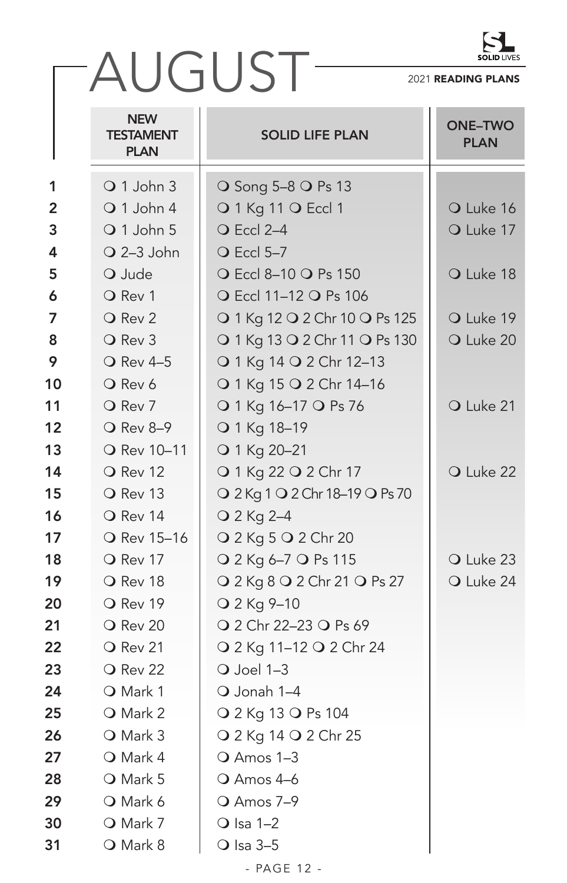# AUGUST

2021 **READING PLANS**

| | NEW TESTAMENT PLAN | SOLID LIFE PLAN | ONE–TWO PLAN |
|---|---|---|---|
| **1** | ❍ 1 John 3 | ❍ Song 5–8 ❍ Ps 13 | |
| **2** | ❍ 1 John 4 | ❍ 1 Kg 11 ❍ Eccl 1 | ❍ Luke 16 |
| **3** | ❍ 1 John 5 | ❍ Eccl 2–4 | ❍ Luke 17 |
| **4** | ❍ 2–3 John | ❍ Eccl 5–7 | |
| **5** | ❍ Jude | ❍ Eccl 8–10 ❍ Ps 150 | ❍ Luke 18 |
| **6** | ❍ Rev 1 | ❍ Eccl 11–12 ❍ Ps 106 | |
| **7** | ❍ Rev 2 | ❍ 1 Kg 12 ❍ 2 Chr 10 ❍ Ps 125 | ❍ Luke 19 |
| **8** | ❍ Rev 3 | ❍ 1 Kg 13 ❍ 2 Chr 11 ❍ Ps 130 | ❍ Luke 20 |
| **9** | ❍ Rev 4–5 | ❍ 1 Kg 14 ❍ 2 Chr 12–13 | |
| **10** | ❍ Rev 6 | ❍ 1 Kg 15 ❍ 2 Chr 14–16 | |
| **11** | ❍ Rev 7 | ❍ 1 Kg 16–17 ❍ Ps 76 | ❍ Luke 21 |
| **12** | ❍ Rev 8–9 | ❍ 1 Kg 18–19 | |
| **13** | ❍ Rev 10–11 | ❍ 1 Kg 20–21 | |
| **14** | ❍ Rev 12 | ❍ 1 Kg 22 ❍ 2 Chr 17 | ❍ Luke 22 |
| **15** | ❍ Rev 13 | ❍ 2 Kg 1 ❍ 2 Chr 18–19 ❍ Ps 70 | |
| **16** | ❍ Rev 14 | ❍ 2 Kg 2–4 | |
| **17** | ❍ Rev 15–16 | ❍ 2 Kg 5 ❍ 2 Chr 20 | |
| **18** | ❍ Rev 17 | ❍ 2 Kg 6–7 ❍ Ps 115 | ❍ Luke 23 |
| **19** | ❍ Rev 18 | ❍ 2 Kg 8 ❍ 2 Chr 21 ❍ Ps 27 | ❍ Luke 24 |
| **20** | ❍ Rev 19 | ❍ 2 Kg 9–10 | |
| **21** | ❍ Rev 20 | ❍ 2 Chr 22–23 ❍ Ps 69 | |
| **22** | ❍ Rev 21 | ❍ 2 Kg 11–12 ❍ 2 Chr 24 | |
| **23** | ❍ Rev 22 | ❍ Joel 1–3 | |
| **24** | ❍ Mark 1 | ❍ Jonah 1–4 | |
| **25** | ❍ Mark 2 | ❍ 2 Kg 13 ❍ Ps 104 | |
| **26** | ❍ Mark 3 | ❍ 2 Kg 14 ❍ 2 Chr 25 | |
| **27** | ❍ Mark 4 | ❍ Amos 1–3 | |
| **28** | ❍ Mark 5 | ❍ Amos 4–6 | |
| **29** | ❍ Mark 6 | ❍ Amos 7–9 | |
| **30** | ❍ Mark 7 | ❍ Isa 1–2 | |
| **31** | ❍ Mark 8 | ❍ Isa 3–5 | |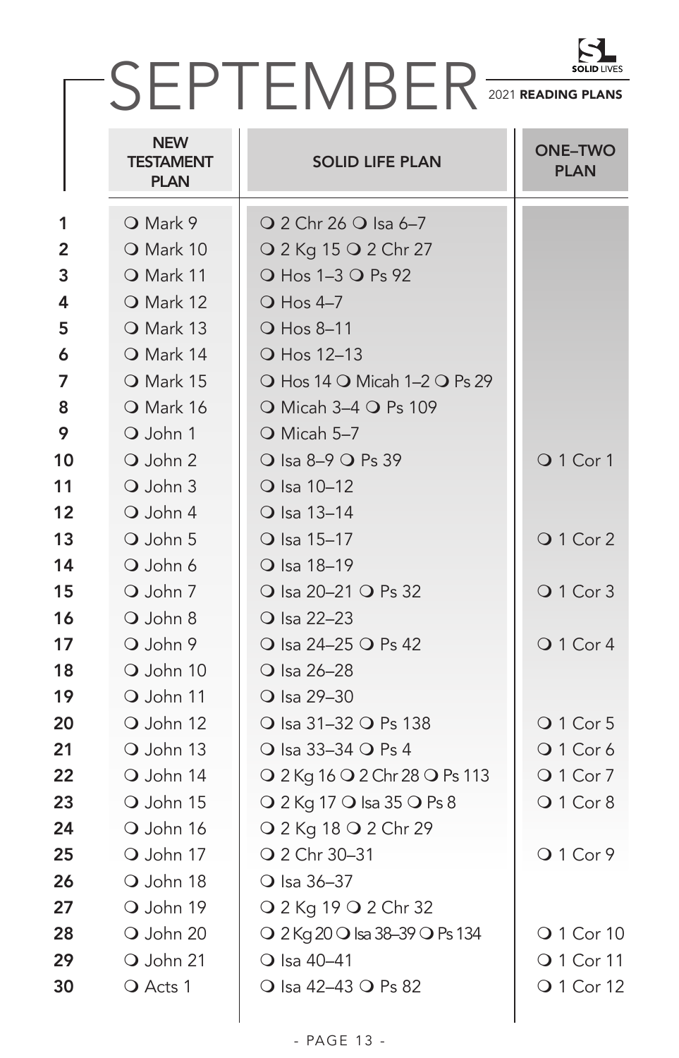# SEPTEMBER

SOLID LIVES

2021 **READING PLANS**

| | NEW TESTAMENT PLAN | SOLID LIFE PLAN | ONE–TWO PLAN |
|---|---|---|---|
| 1 | ❍ Mark 9 | ❍ 2 Chr 26 ❍ Isa 6–7 | |
| 2 | ❍ Mark 10 | ❍ 2 Kg 15 ❍ 2 Chr 27 | |
| 3 | ❍ Mark 11 | ❍ Hos 1–3 ❍ Ps 92 | |
| 4 | ❍ Mark 12 | ❍ Hos 4–7 | |
| 5 | ❍ Mark 13 | ❍ Hos 8–11 | |
| 6 | ❍ Mark 14 | ❍ Hos 12–13 | |
| 7 | ❍ Mark 15 | ❍ Hos 14 ❍ Micah 1–2 ❍ Ps 29 | |
| 8 | ❍ Mark 16 | ❍ Micah 3–4 ❍ Ps 109 | |
| 9 | ❍ John 1 | ❍ Micah 5–7 | |
| 10 | ❍ John 2 | ❍ Isa 8–9 ❍ Ps 39 | ❍ 1 Cor 1 |
| 11 | ❍ John 3 | ❍ Isa 10–12 | |
| 12 | ❍ John 4 | ❍ Isa 13–14 | |
| 13 | ❍ John 5 | ❍ Isa 15–17 | ❍ 1 Cor 2 |
| 14 | ❍ John 6 | ❍ Isa 18–19 | |
| 15 | ❍ John 7 | ❍ Isa 20–21 ❍ Ps 32 | ❍ 1 Cor 3 |
| 16 | ❍ John 8 | ❍ Isa 22–23 | |
| 17 | ❍ John 9 | ❍ Isa 24–25 ❍ Ps 42 | ❍ 1 Cor 4 |
| 18 | ❍ John 10 | ❍ Isa 26–28 | |
| 19 | ❍ John 11 | ❍ Isa 29–30 | |
| 20 | ❍ John 12 | ❍ Isa 31–32 ❍ Ps 138 | ❍ 1 Cor 5 |
| 21 | ❍ John 13 | ❍ Isa 33–34 ❍ Ps 4 | ❍ 1 Cor 6 |
| 22 | ❍ John 14 | ❍ 2 Kg 16 ❍ 2 Chr 28 ❍ Ps 113 | ❍ 1 Cor 7 |
| 23 | ❍ John 15 | ❍ 2 Kg 17 ❍ Isa 35 ❍ Ps 8 | ❍ 1 Cor 8 |
| 24 | ❍ John 16 | ❍ 2 Kg 18 ❍ 2 Chr 29 | |
| 25 | ❍ John 17 | ❍ 2 Chr 30–31 | ❍ 1 Cor 9 |
| 26 | ❍ John 18 | ❍ Isa 36–37 | |
| 27 | ❍ John 19 | ❍ 2 Kg 19 ❍ 2 Chr 32 | |
| 28 | ❍ John 20 | ❍ 2 Kg 20 ❍ Isa 38–39 ❍ Ps 134 | ❍ 1 Cor 10 |
| 29 | ❍ John 21 | ❍ Isa 40–41 | ❍ 1 Cor 11 |
| 30 | ❍ Acts 1 | ❍ Isa 42–43 ❍ Ps 82 | ❍ 1 Cor 12 |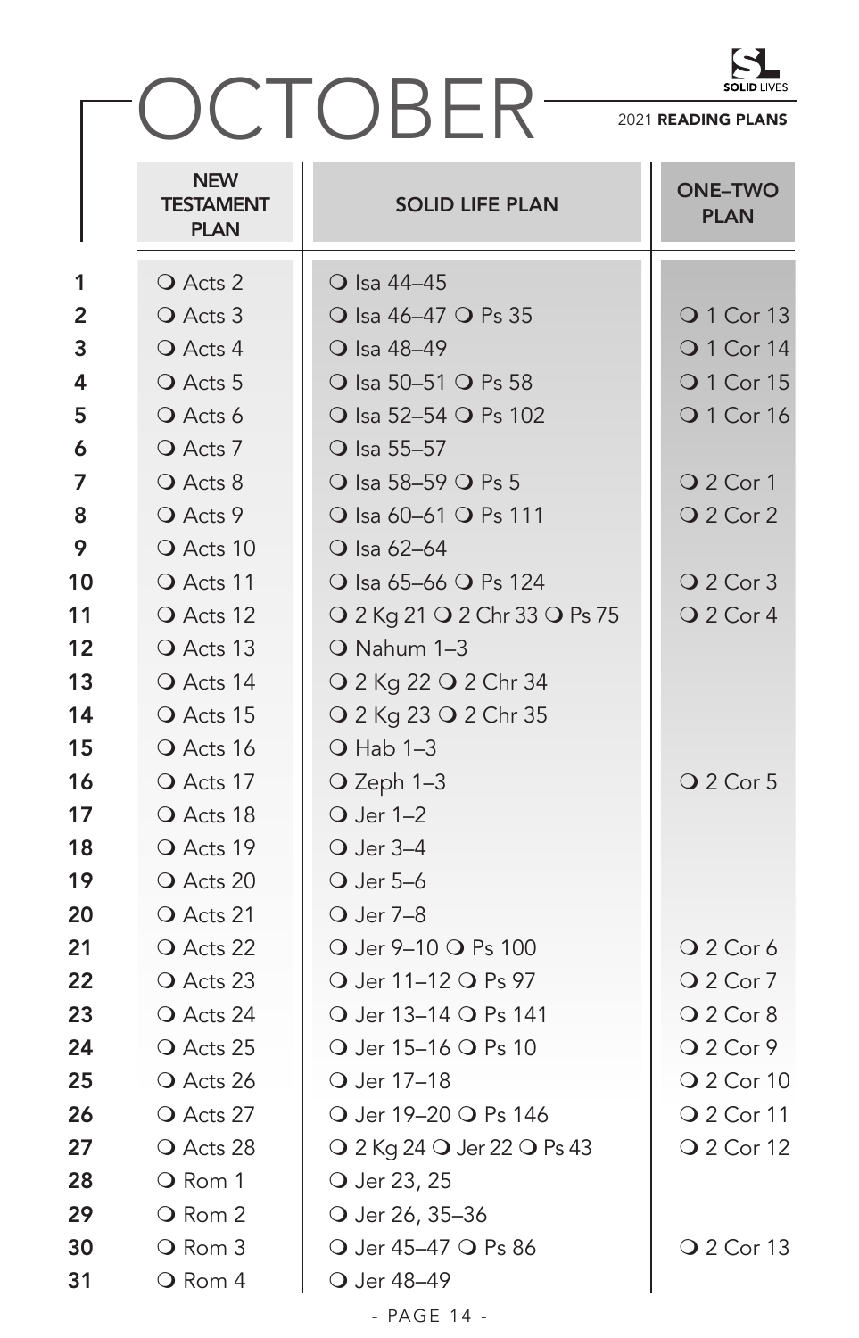# OCTOBER

**SOLID LIVES**

2021 **READING PLANS**

| | NEW TESTAMENT PLAN | SOLID LIFE PLAN | ONE–TWO PLAN |
|---|---|---|---|
| 1 | ❍ Acts 2 | ❍ Isa 44–45 | |
| 2 | ❍ Acts 3 | ❍ Isa 46–47 ❍ Ps 35 | ❍ 1 Cor 13 |
| 3 | ❍ Acts 4 | ❍ Isa 48–49 | ❍ 1 Cor 14 |
| 4 | ❍ Acts 5 | ❍ Isa 50–51 ❍ Ps 58 | ❍ 1 Cor 15 |
| 5 | ❍ Acts 6 | ❍ Isa 52–54 ❍ Ps 102 | ❍ 1 Cor 16 |
| 6 | ❍ Acts 7 | ❍ Isa 55–57 | |
| 7 | ❍ Acts 8 | ❍ Isa 58–59 ❍ Ps 5 | ❍ 2 Cor 1 |
| 8 | ❍ Acts 9 | ❍ Isa 60–61 ❍ Ps 111 | ❍ 2 Cor 2 |
| 9 | ❍ Acts 10 | ❍ Isa 62–64 | |
| 10 | ❍ Acts 11 | ❍ Isa 65–66 ❍ Ps 124 | ❍ 2 Cor 3 |
| 11 | ❍ Acts 12 | ❍ 2 Kg 21 ❍ 2 Chr 33 ❍ Ps 75 | ❍ 2 Cor 4 |
| 12 | ❍ Acts 13 | ❍ Nahum 1–3 | |
| 13 | ❍ Acts 14 | ❍ 2 Kg 22 ❍ 2 Chr 34 | |
| 14 | ❍ Acts 15 | ❍ 2 Kg 23 ❍ 2 Chr 35 | |
| 15 | ❍ Acts 16 | ❍ Hab 1–3 | |
| 16 | ❍ Acts 17 | ❍ Zeph 1–3 | ❍ 2 Cor 5 |
| 17 | ❍ Acts 18 | ❍ Jer 1–2 | |
| 18 | ❍ Acts 19 | ❍ Jer 3–4 | |
| 19 | ❍ Acts 20 | ❍ Jer 5–6 | |
| 20 | ❍ Acts 21 | ❍ Jer 7–8 | |
| 21 | ❍ Acts 22 | ❍ Jer 9–10 ❍ Ps 100 | ❍ 2 Cor 6 |
| 22 | ❍ Acts 23 | ❍ Jer 11–12 ❍ Ps 97 | ❍ 2 Cor 7 |
| 23 | ❍ Acts 24 | ❍ Jer 13–14 ❍ Ps 141 | ❍ 2 Cor 8 |
| 24 | ❍ Acts 25 | ❍ Jer 15–16 ❍ Ps 10 | ❍ 2 Cor 9 |
| 25 | ❍ Acts 26 | ❍ Jer 17–18 | ❍ 2 Cor 10 |
| 26 | ❍ Acts 27 | ❍ Jer 19–20 ❍ Ps 146 | ❍ 2 Cor 11 |
| 27 | ❍ Acts 28 | ❍ 2 Kg 24 ❍ Jer 22 ❍ Ps 43 | ❍ 2 Cor 12 |
| 28 | ❍ Rom 1 | ❍ Jer 23, 25 | |
| 29 | ❍ Rom 2 | ❍ Jer 26, 35–36 | |
| 30 | ❍ Rom 3 | ❍ Jer 45–47 ❍ Ps 86 | ❍ 2 Cor 13 |
| 31 | ❍ Rom 4 | ❍ Jer 48–49 | |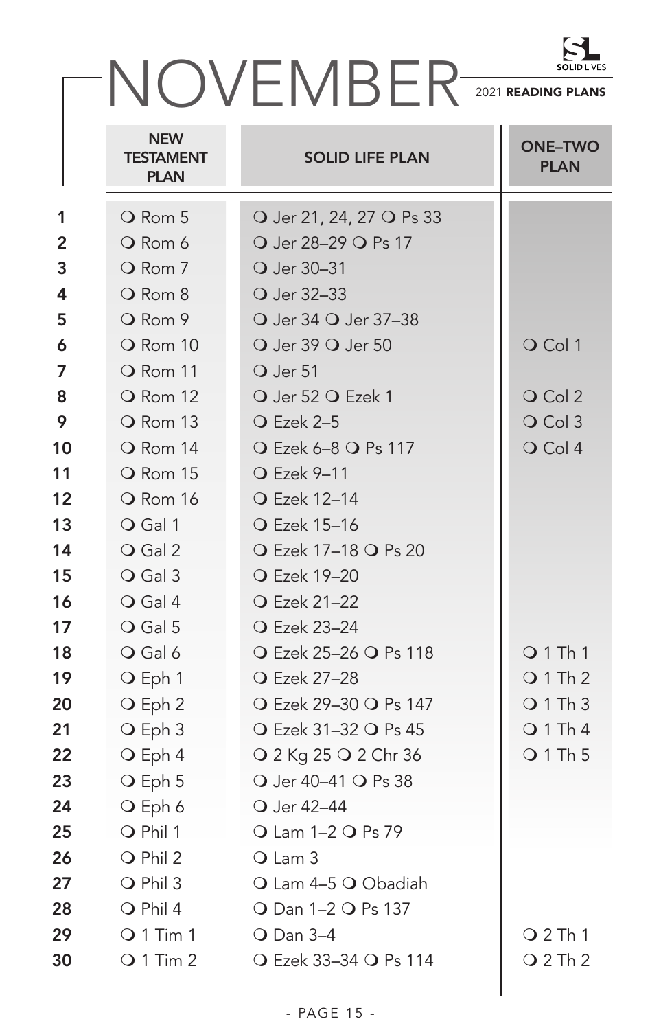# NOVEMBER

SOLID LIVES
2021 **READING PLANS**

| | NEW TESTAMENT PLAN | SOLID LIFE PLAN | ONE–TWO PLAN |
|---|---|---|---|
| 1 | ❍ Rom 5 | ❍ Jer 21, 24, 27 ❍ Ps 33 | |
| 2 | ❍ Rom 6 | ❍ Jer 28–29 ❍ Ps 17 | |
| 3 | ❍ Rom 7 | ❍ Jer 30–31 | |
| 4 | ❍ Rom 8 | ❍ Jer 32–33 | |
| 5 | ❍ Rom 9 | ❍ Jer 34 ❍ Jer 37–38 | |
| 6 | ❍ Rom 10 | ❍ Jer 39 ❍ Jer 50 | ❍ Col 1 |
| 7 | ❍ Rom 11 | ❍ Jer 51 | |
| 8 | ❍ Rom 12 | ❍ Jer 52 ❍ Ezek 1 | ❍ Col 2 |
| 9 | ❍ Rom 13 | ❍ Ezek 2–5 | ❍ Col 3 |
| 10 | ❍ Rom 14 | ❍ Ezek 6–8 ❍ Ps 117 | ❍ Col 4 |
| 11 | ❍ Rom 15 | ❍ Ezek 9–11 | |
| 12 | ❍ Rom 16 | ❍ Ezek 12–14 | |
| 13 | ❍ Gal 1 | ❍ Ezek 15–16 | |
| 14 | ❍ Gal 2 | ❍ Ezek 17–18 ❍ Ps 20 | |
| 15 | ❍ Gal 3 | ❍ Ezek 19–20 | |
| 16 | ❍ Gal 4 | ❍ Ezek 21–22 | |
| 17 | ❍ Gal 5 | ❍ Ezek 23–24 | |
| 18 | ❍ Gal 6 | ❍ Ezek 25–26 ❍ Ps 118 | ❍ 1 Th 1 |
| 19 | ❍ Eph 1 | ❍ Ezek 27–28 | ❍ 1 Th 2 |
| 20 | ❍ Eph 2 | ❍ Ezek 29–30 ❍ Ps 147 | ❍ 1 Th 3 |
| 21 | ❍ Eph 3 | ❍ Ezek 31–32 ❍ Ps 45 | ❍ 1 Th 4 |
| 22 | ❍ Eph 4 | ❍ 2 Kg 25 ❍ 2 Chr 36 | ❍ 1 Th 5 |
| 23 | ❍ Eph 5 | ❍ Jer 40–41 ❍ Ps 38 | |
| 24 | ❍ Eph 6 | ❍ Jer 42–44 | |
| 25 | ❍ Phil 1 | ❍ Lam 1–2 ❍ Ps 79 | |
| 26 | ❍ Phil 2 | ❍ Lam 3 | |
| 27 | ❍ Phil 3 | ❍ Lam 4–5 ❍ Obadiah | |
| 28 | ❍ Phil 4 | ❍ Dan 1–2 ❍ Ps 137 | |
| 29 | ❍ 1 Tim 1 | ❍ Dan 3–4 | ❍ 2 Th 1 |
| 30 | ❍ 1 Tim 2 | ❍ Ezek 33–34 ❍ Ps 114 | ❍ 2 Th 2 |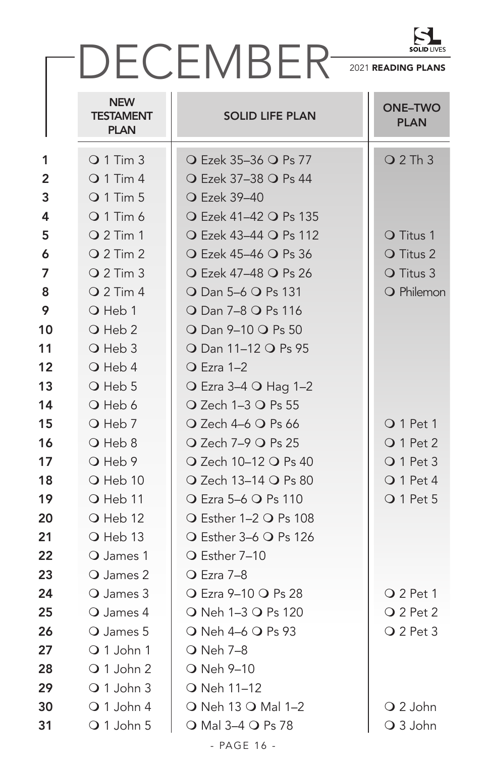# DECEMBER

SOLID LIVES

2021 **READING PLANS**

| | NEW TESTAMENT PLAN | SOLID LIFE PLAN | ONE–TWO PLAN |
|---|---|---|---|
| **1** | ❍ 1 Tim 3 | ❍ Ezek 35–36 ❍ Ps 77 | ❍ 2 Th 3 |
| **2** | ❍ 1 Tim 4 | ❍ Ezek 37–38 ❍ Ps 44 | |
| **3** | ❍ 1 Tim 5 | ❍ Ezek 39–40 | |
| **4** | ❍ 1 Tim 6 | ❍ Ezek 41–42 ❍ Ps 135 | |
| **5** | ❍ 2 Tim 1 | ❍ Ezek 43–44 ❍ Ps 112 | ❍ Titus 1 |
| **6** | ❍ 2 Tim 2 | ❍ Ezek 45–46 ❍ Ps 36 | ❍ Titus 2 |
| **7** | ❍ 2 Tim 3 | ❍ Ezek 47–48 ❍ Ps 26 | ❍ Titus 3 |
| **8** | ❍ 2 Tim 4 | ❍ Dan 5–6 ❍ Ps 131 | ❍ Philemon |
| **9** | ❍ Heb 1 | ❍ Dan 7–8 ❍ Ps 116 | |
| **10** | ❍ Heb 2 | ❍ Dan 9–10 ❍ Ps 50 | |
| **11** | ❍ Heb 3 | ❍ Dan 11–12 ❍ Ps 95 | |
| **12** | ❍ Heb 4 | ❍ Ezra 1–2 | |
| **13** | ❍ Heb 5 | ❍ Ezra 3–4 ❍ Hag 1–2 | |
| **14** | ❍ Heb 6 | ❍ Zech 1–3 ❍ Ps 55 | |
| **15** | ❍ Heb 7 | ❍ Zech 4–6 ❍ Ps 66 | ❍ 1 Pet 1 |
| **16** | ❍ Heb 8 | ❍ Zech 7–9 ❍ Ps 25 | ❍ 1 Pet 2 |
| **17** | ❍ Heb 9 | ❍ Zech 10–12 ❍ Ps 40 | ❍ 1 Pet 3 |
| **18** | ❍ Heb 10 | ❍ Zech 13–14 ❍ Ps 80 | ❍ 1 Pet 4 |
| **19** | ❍ Heb 11 | ❍ Ezra 5–6 ❍ Ps 110 | ❍ 1 Pet 5 |
| **20** | ❍ Heb 12 | ❍ Esther 1–2 ❍ Ps 108 | |
| **21** | ❍ Heb 13 | ❍ Esther 3–6 ❍ Ps 126 | |
| **22** | ❍ James 1 | ❍ Esther 7–10 | |
| **23** | ❍ James 2 | ❍ Ezra 7–8 | |
| **24** | ❍ James 3 | ❍ Ezra 9–10 ❍ Ps 28 | ❍ 2 Pet 1 |
| **25** | ❍ James 4 | ❍ Neh 1–3 ❍ Ps 120 | ❍ 2 Pet 2 |
| **26** | ❍ James 5 | ❍ Neh 4–6 ❍ Ps 93 | ❍ 2 Pet 3 |
| **27** | ❍ 1 John 1 | ❍ Neh 7–8 | |
| **28** | ❍ 1 John 2 | ❍ Neh 9–10 | |
| **29** | ❍ 1 John 3 | ❍ Neh 11–12 | |
| **30** | ❍ 1 John 4 | ❍ Neh 13 ❍ Mal 1–2 | ❍ 2 John |
| **31** | ❍ 1 John 5 | ❍ Mal 3–4 ❍ Ps 78 | ❍ 3 John |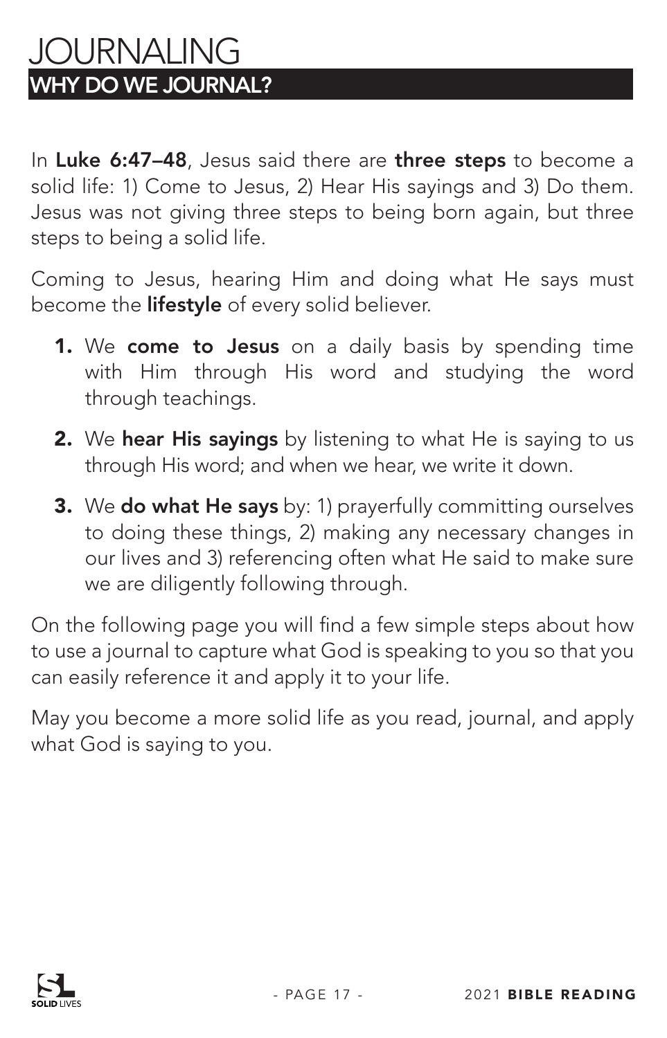# JOURNALING

## WHY DO WE JOURNAL?

In **Luke 6:47–48**, Jesus said there are **three steps** to become a solid life: 1) Come to Jesus, 2) Hear His sayings and 3) Do them. Jesus was not giving three steps to being born again, but three steps to being a solid life.

Coming to Jesus, hearing Him and doing what He says must become the **lifestyle** of every solid believer.

1. We **come to Jesus** on a daily basis by spending time with Him through His word and studying the word through teachings.
2. We **hear His sayings** by listening to what He is saying to us through His word; and when we hear, we write it down.
3. We **do what He says** by: 1) prayerfully committing ourselves to doing these things, 2) making any necessary changes in our lives and 3) referencing often what He said to make sure we are diligently following through.

On the following page you will find a few simple steps about how to use a journal to capture what God is speaking to you so that you can easily reference it and apply it to your life.

May you become a more solid life as you read, journal, and apply what God is saying to you.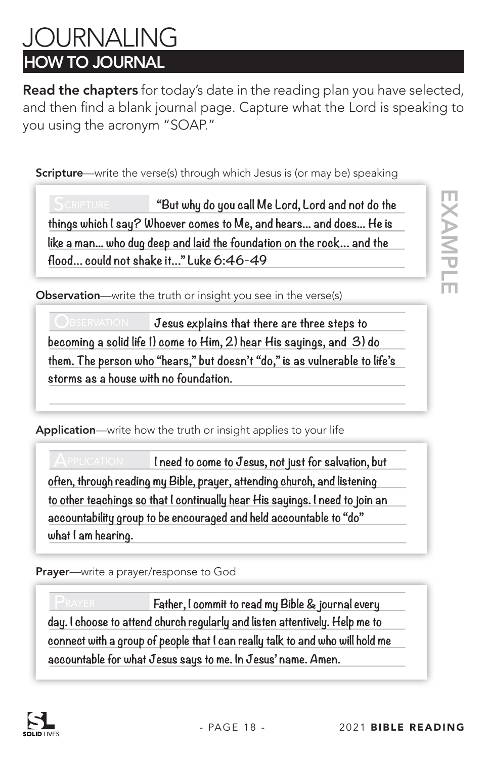# JOURNALING

## HOW TO JOURNAL

**Read the chapters** for today's date in the reading plan you have selected, and then find a blank journal page. Capture what the Lord is speaking to you using the acronym "SOAP."

EXAMPLE

**Scripture**—write the verse(s) through which Jesus is (or may be) speaking

SCRIPTURE "But why do you call Me Lord, Lord and not do the things which I say? Whoever comes to Me, and hears... and does... He is like a man... who dug deep and laid the foundation on the rock... and the flood... could not shake it..." Luke 6:46-49

**Observation**—write the truth or insight you see in the verse(s)

OBSERVATION Jesus explains that there are three steps to becoming a solid life 1) come to Him, 2) hear His sayings, and 3) do them. The person who "hears," but doesn't "do," is as vulnerable to life's storms as a house with no foundation.

**Application**—write how the truth or insight applies to your life

APPLICATION I need to come to Jesus, not just for salvation, but often, through reading my Bible, prayer, attending church, and listening to other teachings so that I continually hear His sayings. I need to join an accountability group to be encouraged and held accountable to "do" what I am hearing.

**Prayer**—write a prayer/response to God

PRAYER Father, I commit to read my Bible & journal every day. I choose to attend church regularly and listen attentively. Help me to connect with a group of people that I can really talk to and who will hold me accountable for what Jesus says to me. In Jesus' name. Amen.